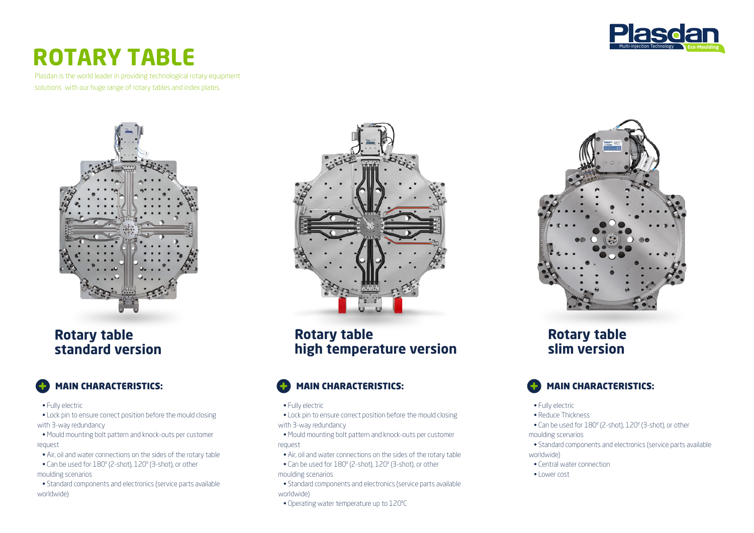# ROTARY TABLE

Plasdan is the world leader in providing technological rotary equipment solutions with our huge range of rotary tables and index plates.

## Rotary table standard version

### MAIN CHARACTERISTICS:

- Fully electric
- Lock pin to ensure correct position before the mould closing with 3-way redundancy
- Mould mounting bolt pattern and knock-outs per customer request
- Air, oil and water connections on the sides of the rotary table
- Can be used for 180° (2-shot), 120° (3-shot), or other moulding scenarios
- Standard components and electronics (service parts available worldwide)

## Rotary table high temperature version

### MAIN CHARACTERISTICS:

- Fully electric
- Lock pin to ensure correct position before the mould closing with 3-way redundancy
- Mould mounting bolt pattern and knock-outs per customer request
- Air, oil and water connections on the sides of the rotary table
- Can be used for 180° (2-shot), 120° (3-shot), or other moulding scenarios
- Standard components and electronics (service parts available worldwide)
- Operating water temperature up to 120°C

## Rotary table slim version

### MAIN CHARACTERISTICS:

- Fully electric
- Reduce Thickness
- Can be used for 180° (2-shot), 120° (3-shot), or other moulding scenarios
- Standard components and electronics (service parts available worldwide)
- Central water connection
- Lower cost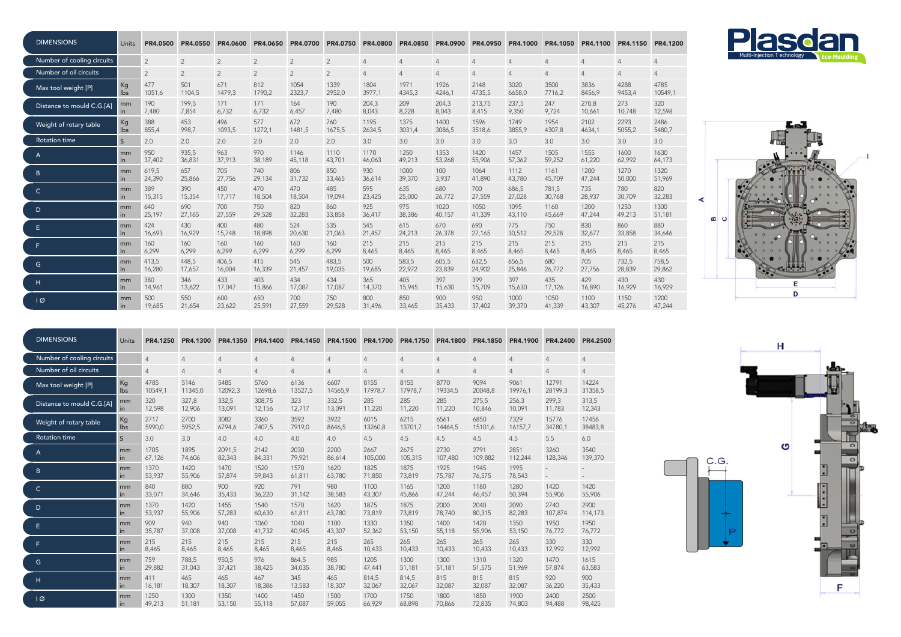| DIMENSIONS | Units | PR4.0500 | PR4.0550 | PR4.0600 | PR4.0650 | PR4.0700 | PR4.0750 | PR4.0800 | PR4.0850 | PR4.0900 | PR4.0950 | PR4.1000 | PR4.1050 | PR4.1100 | PR4.1150 | PR4.1200 |
|---|---|---|---|---|---|---|---|---|---|---|---|---|---|---|---|---|
| Number of cooling circuits | | 2 | 2 | 2 | 2 | 2 | 2 | 4 | 4 | 4 | 4 | 4 | 4 | 4 | 4 | 4 |
| Number of oil circuits | | 2 | 2 | 2 | 2 | 2 | 2 | 4 | 4 | 4 | 4 | 4 | 4 | 4 | 4 | 4 |
| Max tool weight [P] | Kg | 477 | 501 | 671 | 812 | 1054 | 1339 | 1804 | 1971 | 1926 | 2148 | 3020 | 3500 | 3836 | 4288 | 4785 |
| | lbs | 1051,6 | 1104,5 | 1479,3 | 1790,2 | 2323,7 | 2952,0 | 3977,1 | 4345,3 | 4246,1 | 4735,5 | 6658,0 | 7716,2 | 8456,9 | 9453,4 | 10549,1 |
| Distance to mould C.G.[A] | mm | 190 | 199,5 | 171 | 171 | 164 | 190 | 204,3 | 209 | 204,3 | 213,75 | 237,5 | 247 | 270,8 | 273 | 320 |
| | in | 7,480 | 7,854 | 6,732 | 6,732 | 6,457 | 7,480 | 8,043 | 8,228 | 8,043 | 8,415 | 9,350 | 9,724 | 10,661 | 10,748 | 12,598 |
| Weight of rotary table | Kg | 388 | 453 | 496 | 577 | 672 | 760 | 1195 | 1375 | 1400 | 1596 | 1749 | 1954 | 2102 | 2293 | 2486 |
| | lbs | 855,4 | 998,7 | 1093,5 | 1272,1 | 1481,5 | 1675,5 | 2634,5 | 3031,4 | 3086,5 | 3518,6 | 3855,9 | 4307,8 | 4634,1 | 5055,2 | 5480,7 |
| Rotation time | S | 2.0 | 2.0 | 2.0 | 2.0 | 2.0 | 2.0 | 3.0 | 3.0 | 3.0 | 3.0 | 3.0 | 3.0 | 3.0 | 3.0 | 3.0 |
| A | mm | 950 | 935,5 | 963 | 970 | 1146 | 1110 | 1170 | 1250 | 1353 | 1420 | 1457 | 1505 | 1555 | 1600 | 1630 |
| | in | 37,402 | 36,831 | 37,913 | 38,189 | 45,118 | 43,701 | 46,063 | 49,213 | 53,268 | 55,906 | 57,362 | 59,252 | 61,220 | 62,992 | 64,173 |
| B | mm | 619,5 | 657 | 705 | 740 | 806 | 850 | 930 | 1000 | 100 | 1064 | 1112 | 1161 | 1200 | 1270 | 1320 |
| | in | 24,390 | 25,866 | 27,756 | 29,134 | 31,732 | 33,465 | 36,614 | 39,370 | 3,937 | 41,890 | 43,780 | 45,709 | 47,244 | 50,000 | 51,969 |
| C | mm | 389 | 390 | 450 | 470 | 470 | 485 | 595 | 635 | 680 | 700 | 686,5 | 781,5 | 735 | 780 | 820 |
| | in | 15,315 | 15,354 | 17,717 | 18,504 | 18,504 | 19,094 | 23,425 | 25,000 | 26,772 | 27,559 | 27,028 | 30,768 | 28,937 | 30,709 | 32,283 |
| D | mm | 640 | 690 | 700 | 750 | 820 | 860 | 925 | 975 | 1020 | 1050 | 1095 | 1160 | 1200 | 1250 | 1300 |
| | in | 25,197 | 27,165 | 27,559 | 29,528 | 32,283 | 33,858 | 36,417 | 38,386 | 40,157 | 41,339 | 43,110 | 45,669 | 47,244 | 49,213 | 51,181 |
| E | mm | 424 | 430 | 400 | 480 | 524 | 535 | 545 | 615 | 670 | 690 | 775 | 750 | 830 | 860 | 880 |
| | in | 16,693 | 16,929 | 15,748 | 18,898 | 20,630 | 21,063 | 21,457 | 24,213 | 26,378 | 27,165 | 30,512 | 29,528 | 32,677 | 33,858 | 34,646 |
| F | mm | 160 | 160 | 160 | 160 | 160 | 160 | 215 | 215 | 215 | 215 | 215 | 215 | 215 | 215 | 215 |
| | in | 6,299 | 6,299 | 6,299 | 6,299 | 6,299 | 6,299 | 8,465 | 8,465 | 8,465 | 8,465 | 8,465 | 8,465 | 8,465 | 8,465 | 8,465 |
| G | mm | 413,5 | 448,5 | 406,5 | 415 | 545 | 483,5 | 500 | 583,5 | 605,5 | 632,5 | 656,5 | 680 | 705 | 732,5 | 758,5 |
| | in | 16,280 | 17,657 | 16,004 | 16,339 | 21,457 | 19,035 | 19,685 | 22,972 | 23,839 | 24,902 | 25,846 | 26,772 | 27,756 | 28,839 | 29,862 |
| H | mm | 380 | 346 | 433 | 403 | 434 | 434 | 365 | 405 | 397 | 399 | 397 | 435 | 429 | 430 | 430 |
| | in | 14,961 | 13,622 | 17,047 | 15,866 | 17,087 | 17,087 | 14,370 | 15,945 | 15,630 | 15,709 | 15,630 | 17,126 | 16,890 | 16,929 | 16,929 |
| I Ø | mm | 500 | 550 | 600 | 650 | 700 | 750 | 800 | 850 | 900 | 950 | 1000 | 1050 | 1100 | 1150 | 1200 |
| | in | 19,685 | 21,654 | 23,622 | 25,591 | 27,559 | 29,528 | 31,496 | 33,465 | 35,433 | 37,402 | 39,370 | 41,339 | 43,307 | 45,276 | 47,244 |

Plasdan
Multi-Injection Technology
Eco-Moulding

I
A
B
C
E
D

| DIMENSIONS | Units | PR4.1250 | PR4.1300 | PR4.1350 | PR4.1400 | PR4.1450 | PR4.1500 | PR4.1700 | PR4.1750 | PR4.1800 | PR4.1850 | PR4.1900 | PR4.2400 | PR4.2500 |
|---|---|---|---|---|---|---|---|---|---|---|---|---|---|---|
| Number of cooling circuits | | 4 | 4 | 4 | 4 | 4 | 4 | 4 | 4 | 4 | 4 | 4 | 4 | 4 |
| Number of oil circuits | | 4 | 4 | 4 | 4 | 4 | 4 | 4 | 4 | 4 | 4 | 4 | 4 | 4 |
| Max tool weight [P] | Kg | 4785 | 5146 | 5485 | 5760 | 6136 | 6607 | 8155 | 8155 | 8770 | 9094 | 9061 | 12791 | 14224 |
| | lbs | 10549,1 | 11345,0 | 12092,3 | 12698,6 | 13527,5 | 14565,9 | 17978,7 | 17978,7 | 19334,5 | 20048,8 | 19976,1 | 28199,3 | 31358,5 |
| Distance to mould C.G.[A] | mm | 320 | 327,8 | 332,5 | 308,75 | 323 | 332,5 | 285 | 285 | 285 | 275,5 | 256,3 | 299,3 | 313,5 |
| | in | 12,598 | 12,906 | 13,091 | 12,156 | 12,717 | 13,091 | 11,220 | 11,220 | 11,220 | 10,846 | 10,091 | 11,783 | 12,343 |
| Weight of rotary table | Kg | 2717 | 2700 | 3082 | 3360 | 3592 | 3922 | 6015 | 6215 | 6561 | 6850 | 7329 | 15776 | 17456 |
| | lbs | 5990,0 | 5952,5 | 6794,6 | 7407,5 | 7919,0 | 8646,5 | 13260,8 | 13701,7 | 14464,5 | 15101,6 | 16157,7 | 34780,1 | 38483,8 |
| Rotation time | S | 3.0 | 3.0 | 4.0 | 4.0 | 4.0 | 4.0 | 4.5 | 4.5 | 4.5 | 4.5 | 4.5 | 5.5 | 6.0 |
| A | mm | 1705 | 1895 | 2091,5 | 2142 | 2030 | 2200 | 2667 | 2675 | 2730 | 2791 | 2851 | 3260 | 3540 |
| | in | 67,126 | 74,606 | 82,343 | 84,331 | 79,921 | 86,614 | 105,000 | 105,315 | 107,480 | 109,882 | 112,244 | 128,346 | 139,370 |
| B | mm | 1370 | 1420 | 1470 | 1520 | 1570 | 1620 | 1825 | 1875 | 1925 | 1945 | 1995 | - | - |
| | in | 53,937 | 55,906 | 57,874 | 59,843 | 61,811 | 63,780 | 71,850 | 73,819 | 75,787 | 76,575 | 78,543 | - | - |
| C | mm | 840 | 880 | 900 | 920 | 791 | 980 | 1100 | 1165 | 1200 | 1180 | 1280 | 1420 | 1420 |
| | in | 33,071 | 34,646 | 35,433 | 36,220 | 31,142 | 38,583 | 43,307 | 45,866 | 47,244 | 46,457 | 50,394 | 55,906 | 55,906 |
| D | mm | 1370 | 1420 | 1455 | 1540 | 1570 | 1620 | 1875 | 1875 | 2000 | 2040 | 2090 | 2740 | 2900 |
| | in | 53,937 | 55,906 | 57,283 | 60,630 | 61,811 | 63,780 | 73,819 | 73,819 | 78,740 | 80,315 | 82,283 | 107,874 | 114,173 |
| E | mm | 909 | 940 | 940 | 1060 | 1040 | 1100 | 1330 | 1350 | 1400 | 1420 | 1350 | 1950 | 1950 |
| | in | 35,787 | 37,008 | 37,008 | 41,732 | 40,945 | 43,307 | 52,362 | 53,150 | 55,118 | 55,906 | 53,150 | 76,772 | 76,772 |
| F | mm | 215 | 215 | 215 | 215 | 215 | 215 | 265 | 265 | 265 | 265 | 265 | 330 | 330 |
| | in | 8,465 | 8,465 | 8,465 | 8,465 | 8,465 | 8,465 | 10,433 | 10,433 | 10,433 | 10,433 | 10,433 | 12,992 | 12,992 |
| G | mm | 759 | 788,5 | 950,5 | 976 | 864,5 | 985 | 1205 | 1300 | 1300 | 1310 | 1320 | 1470 | 1615 |
| | in | 29,882 | 31,043 | 37,421 | 38,425 | 34,035 | 38,780 | 47,441 | 51,181 | 51,181 | 51,575 | 51,969 | 57,874 | 63,583 |
| H | mm | 411 | 465 | 465 | 467 | 345 | 465 | 814,5 | 814,5 | 815 | 815 | 815 | 920 | 900 |
| | in | 16,181 | 18,307 | 18,307 | 18,386 | 13,583 | 18,307 | 32,067 | 32,067 | 32,087 | 32,087 | 32,087 | 36,220 | 35,433 |
| I Ø | mm | 1250 | 1300 | 1350 | 1400 | 1450 | 1500 | 1700 | 1750 | 1800 | 1850 | 1900 | 2400 | 2500 |
| | in | 49,213 | 51,181 | 53,150 | 55,118 | 57,087 | 59,055 | 66,929 | 68,898 | 70,866 | 72,835 | 74,803 | 94,488 | 98,425 |

H
G
C.G.
P
F